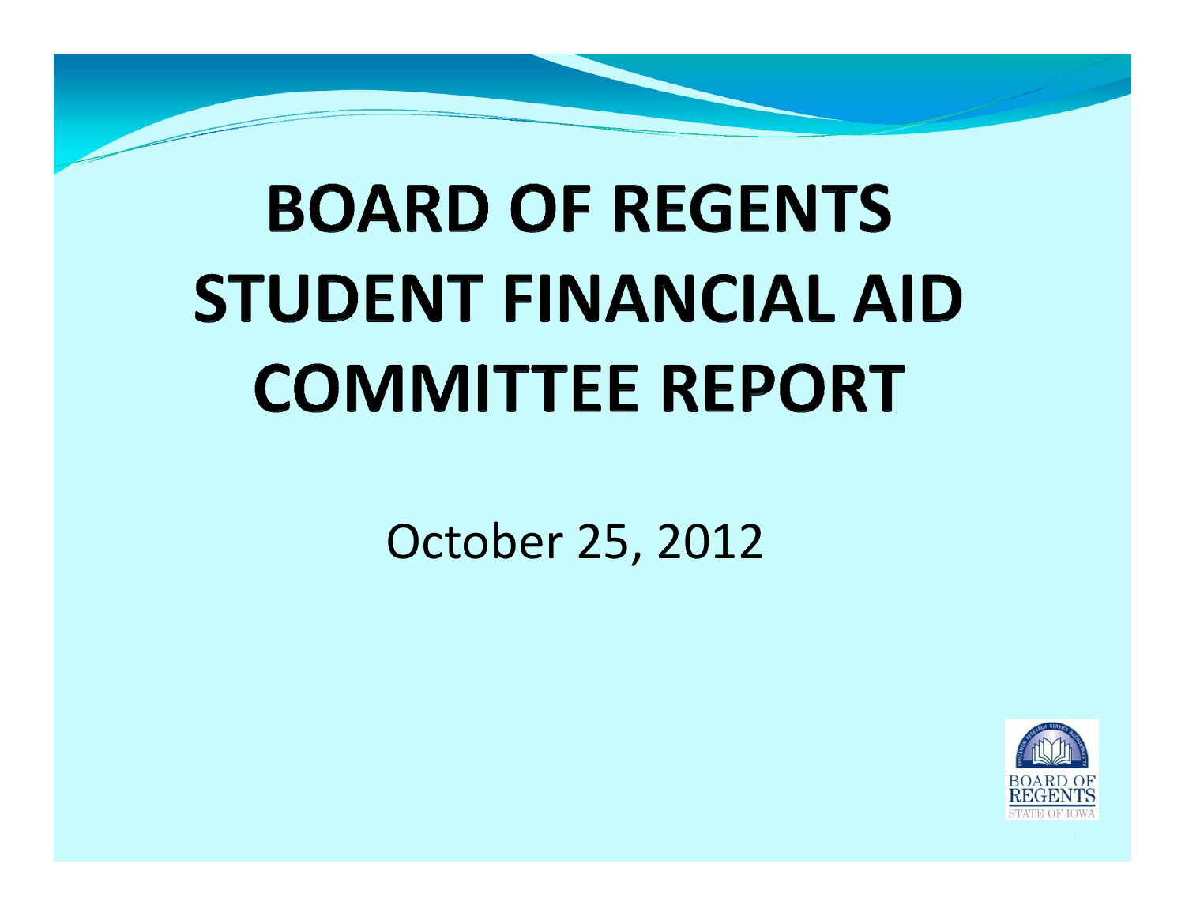# BOARD OF REGENTS STUDENT FINANCIAL AID COMMITTEE REPORT

October 25, 2012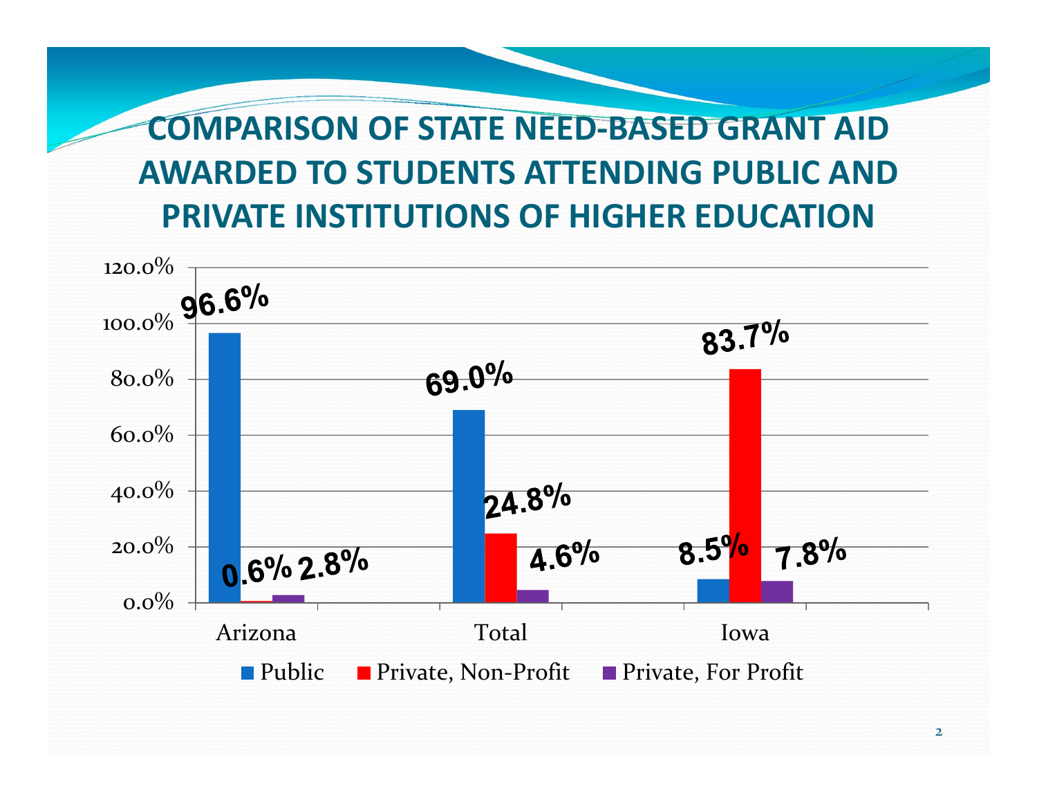# COMPARISON OF STATE NEED-BASED GRANT AID AWARDED TO STUDENTS ATTENDING PUBLIC AND PRIVATE INSTITUTIONS OF HIGHER EDUCATION

| | Public | Private, Non-Profit | Private, For Profit |
|---|---|---|---|
| Arizona | 96.6% | 0.6% | 2.8% |
| Total | 69.0% | 24.8% | 4.6% |
| Iowa | 8.5% | 83.7% | 7.8% |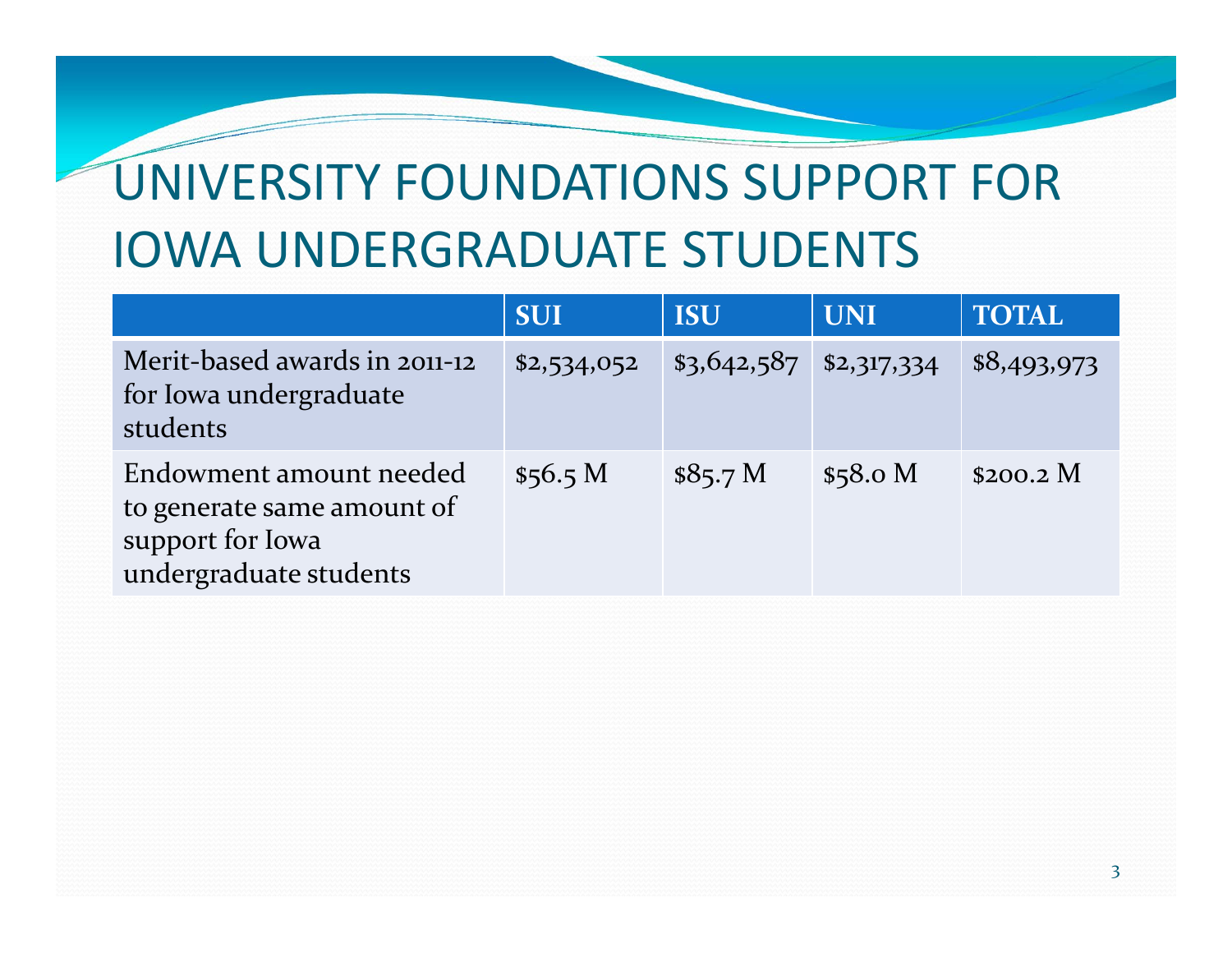# UNIVERSITY FOUNDATIONS SUPPORT FOR IOWA UNDERGRADUATE STUDENTS

| | SUI | ISU | UNI | TOTAL |
|---|---|---|---|---|
| Merit-based awards in 2011-12 for Iowa undergraduate students | $2,534,052 | $3,642,587 | $2,317,334 | $8,493,973 |
| Endowment amount needed to generate same amount of support for Iowa undergraduate students | $56.5 M | $85.7 M | $58.0 M | $200.2 M |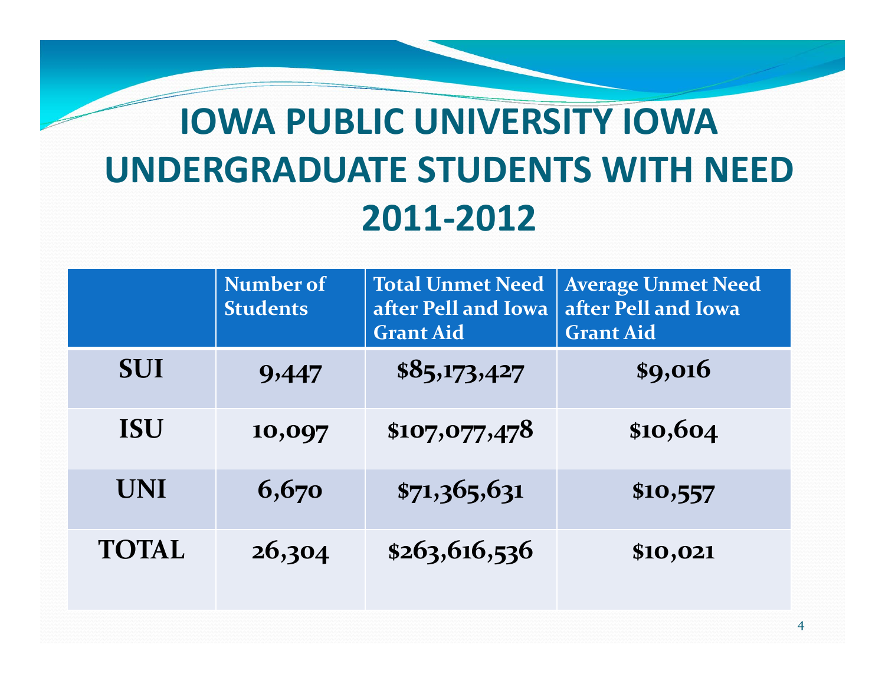# IOWA PUBLIC UNIVERSITY IOWA UNDERGRADUATE STUDENTS WITH NEED 2011-2012

| | Number of Students | Total Unmet Need after Pell and Iowa Grant Aid | Average Unmet Need after Pell and Iowa Grant Aid |
|---|---|---|---|
| **SUI** | **9,447** | **$85,173,427** | **$9,016** |
| **ISU** | **10,097** | **$107,077,478** | **$10,604** |
| **UNI** | **6,670** | **$71,365,631** | **$10,557** |
| **TOTAL** | **26,304** | **$263,616,536** | **$10,021** |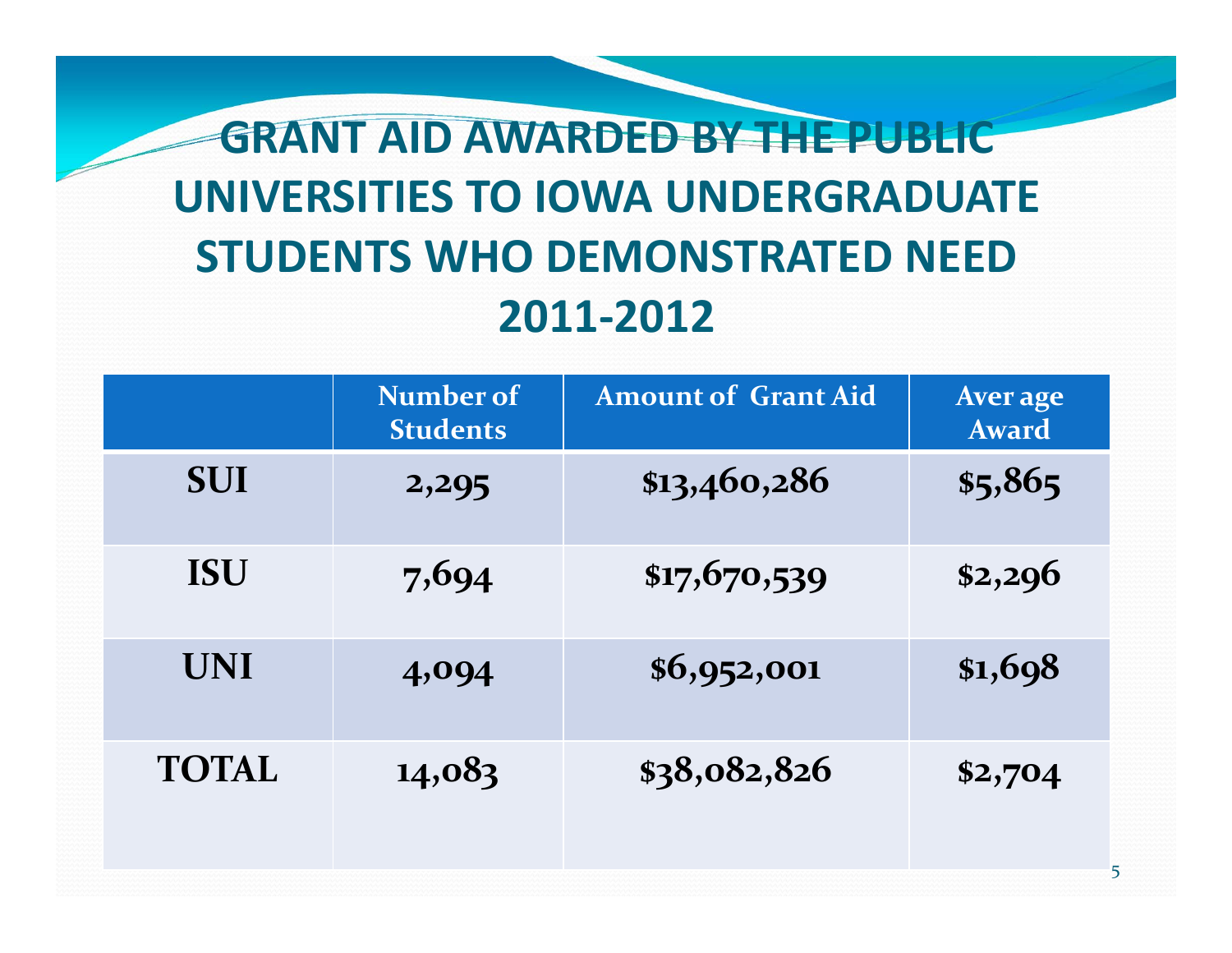# GRANT AID AWARDED BY THE PUBLIC UNIVERSITIES TO IOWA UNDERGRADUATE STUDENTS WHO DEMONSTRATED NEED 2011-2012

| | Number of Students | Amount of Grant Aid | Average Award |
|---|---|---|---|
| SUI | 2,295 | $13,460,286 | $5,865 |
| ISU | 7,694 | $17,670,539 | $2,296 |
| UNI | 4,094 | $6,952,001 | $1,698 |
| TOTAL | 14,083 | $38,082,826 | $2,704 |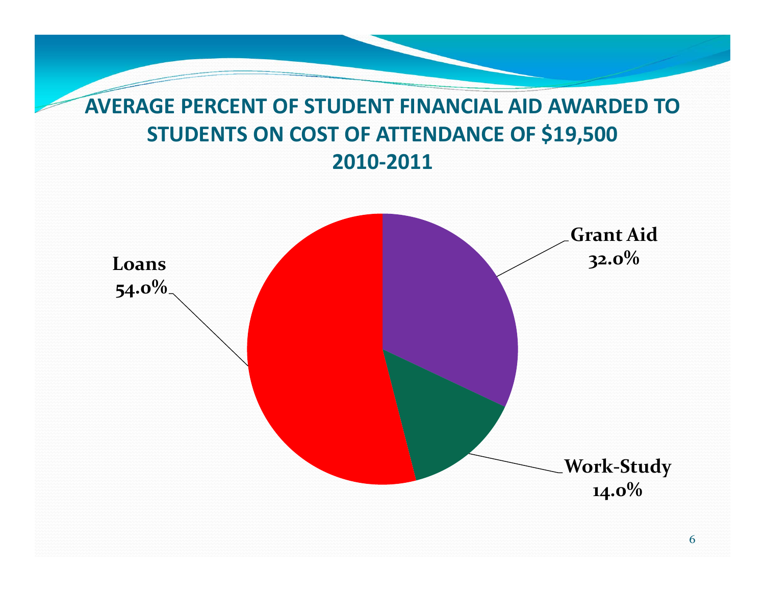# AVERAGE PERCENT OF STUDENT FINANCIAL AID AWARDED TO STUDENTS ON COST OF ATTENDANCE OF $19,500
## 2010-2011

Loans
54.0%

Grant Aid
32.0%

Work-Study
14.0%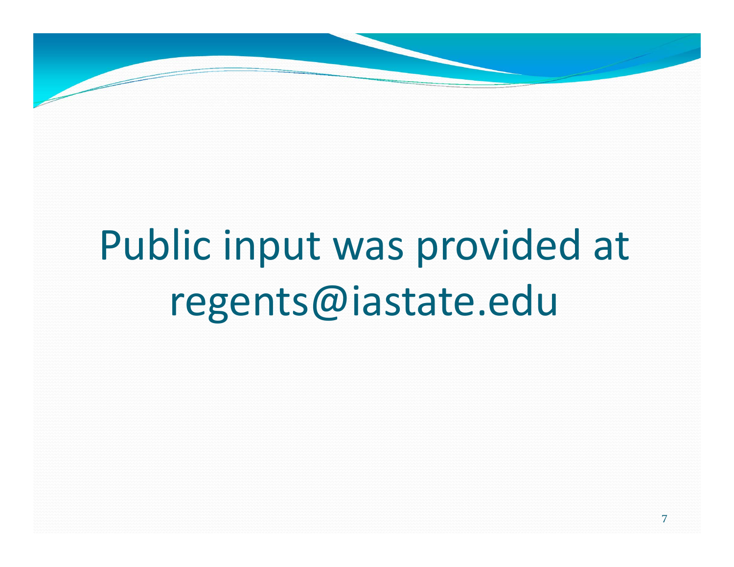# Public input was provided at regents@iastate.edu